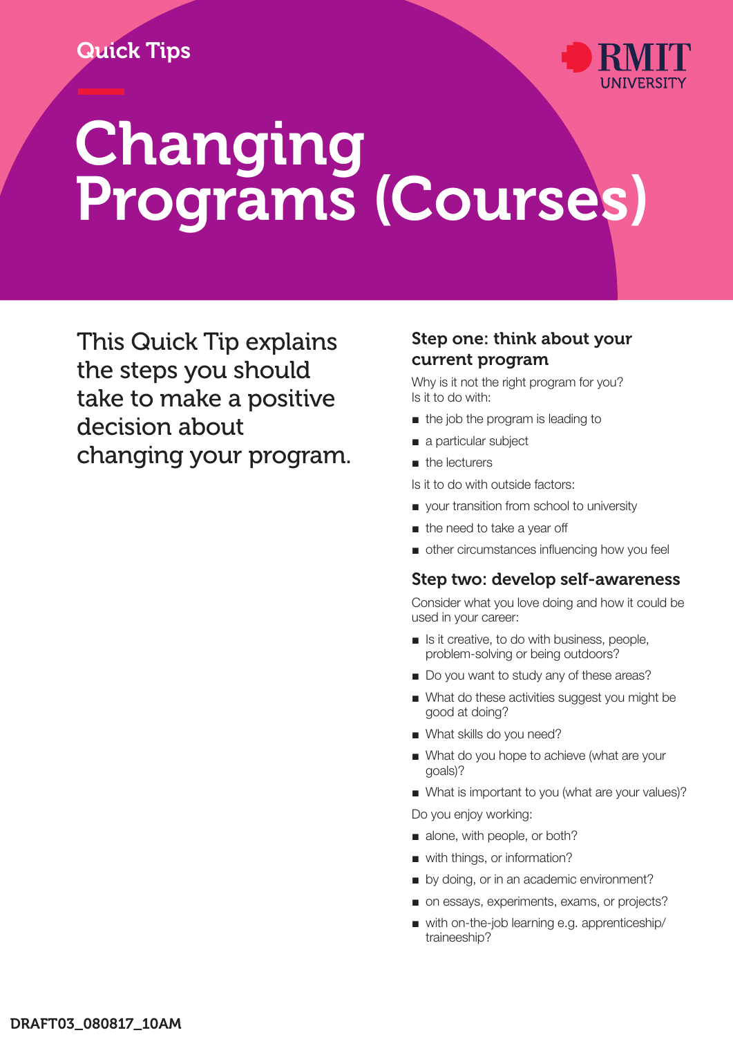Quick Tips

RMIT UNIVERSITY

# Changing Programs (Courses)

This Quick Tip explains the steps you should take to make a positive decision about changing your program.

## Step one: think about your current program

Why is it not the right program for you?
Is it to do with:

- the job the program is leading to
- a particular subject
- the lecturers

Is it to do with outside factors:

- your transition from school to university
- the need to take a year off
- other circumstances influencing how you feel

## Step two: develop self-awareness

Consider what you love doing and how it could be used in your career:

- Is it creative, to do with business, people, problem-solving or being outdoors?
- Do you want to study any of these areas?
- What do these activities suggest you might be good at doing?
- What skills do you need?
- What do you hope to achieve (what are your goals)?
- What is important to you (what are your values)?

Do you enjoy working:

- alone, with people, or both?
- with things, or information?
- by doing, or in an academic environment?
- on essays, experiments, exams, or projects?
- with on-the-job learning e.g. apprenticeship/traineeship?

DRAFT03_080817_10AM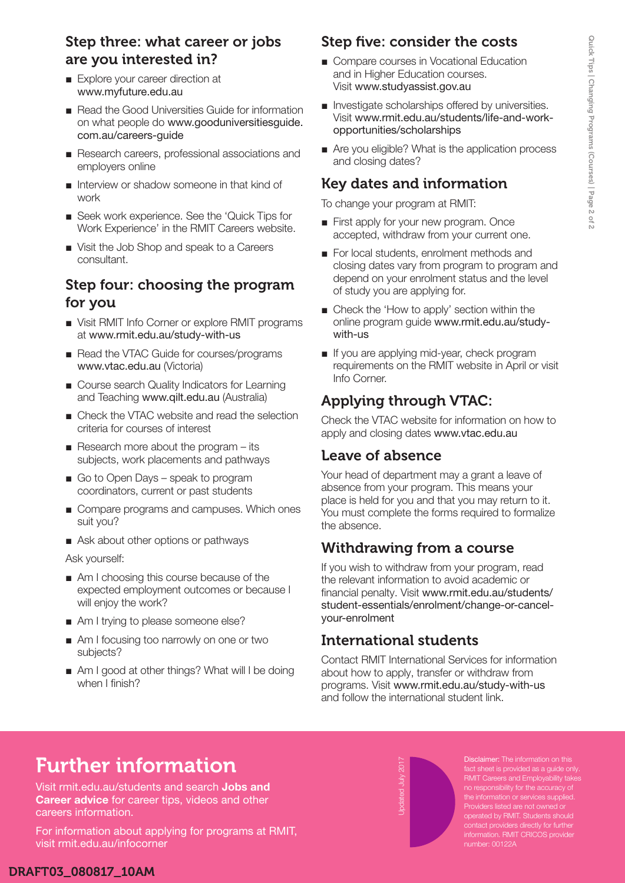## Step three: what career or jobs are you interested in?

- Explore your career direction at www.myfuture.edu.au
- Read the Good Universities Guide for information on what people do www.gooduniversitiesguide.com.au/careers-guide
- Research careers, professional associations and employers online
- Interview or shadow someone in that kind of work
- Seek work experience. See the 'Quick Tips for Work Experience' in the RMIT Careers website.
- Visit the Job Shop and speak to a Careers consultant.

## Step four: choosing the program for you

- Visit RMIT Info Corner or explore RMIT programs at www.rmit.edu.au/study-with-us
- Read the VTAC Guide for courses/programs www.vtac.edu.au (Victoria)
- Course search Quality Indicators for Learning and Teaching www.qilt.edu.au (Australia)
- Check the VTAC website and read the selection criteria for courses of interest
- Research more about the program – its subjects, work placements and pathways
- Go to Open Days – speak to program coordinators, current or past students
- Compare programs and campuses. Which ones suit you?
- Ask about other options or pathways

Ask yourself:

- Am I choosing this course because of the expected employment outcomes or because I will enjoy the work?
- Am I trying to please someone else?
- Am I focusing too narrowly on one or two subjects?
- Am I good at other things? What will I be doing when I finish?

## Step five: consider the costs

- Compare courses in Vocational Education and in Higher Education courses. Visit www.studyassist.gov.au
- Investigate scholarships offered by universities. Visit www.rmit.edu.au/students/life-and-work-opportunities/scholarships
- Are you eligible? What is the application process and closing dates?

## Key dates and information

To change your program at RMIT:

- First apply for your new program. Once accepted, withdraw from your current one.
- For local students, enrolment methods and closing dates vary from program to program and depend on your enrolment status and the level of study you are applying for.
- Check the 'How to apply' section within the online program guide www.rmit.edu.au/study-with-us
- If you are applying mid-year, check program requirements on the RMIT website in April or visit Info Corner.

## Applying through VTAC:

Check the VTAC website for information on how to apply and closing dates www.vtac.edu.au

## Leave of absence

Your head of department may a grant a leave of absence from your program. This means your place is held for you and that you may return to it. You must complete the forms required to formalize the absence.

## Withdrawing from a course

If you wish to withdraw from your program, read the relevant information to avoid academic or financial penalty. Visit www.rmit.edu.au/students/student-essentials/enrolment/change-or-cancel-your-enrolment

## International students

Contact RMIT International Services for information about how to apply, transfer or withdraw from programs. Visit www.rmit.edu.au/study-with-us and follow the international student link.

# Further information

Visit rmit.edu.au/students and search **Jobs and Career advice** for career tips, videos and other careers information.

For information about applying for programs at RMIT, visit rmit.edu.au/infocorner

Updated July 2017

Disclaimer: The information on this fact sheet is provided as a guide only. RMIT Careers and Employability takes no responsibility for the accuracy of the information or services supplied. Providers listed are not owned or operated by RMIT. Students should contact providers directly for further information. RMIT CRICOS provider number: 00122A

DRAFT03_080817_10AM